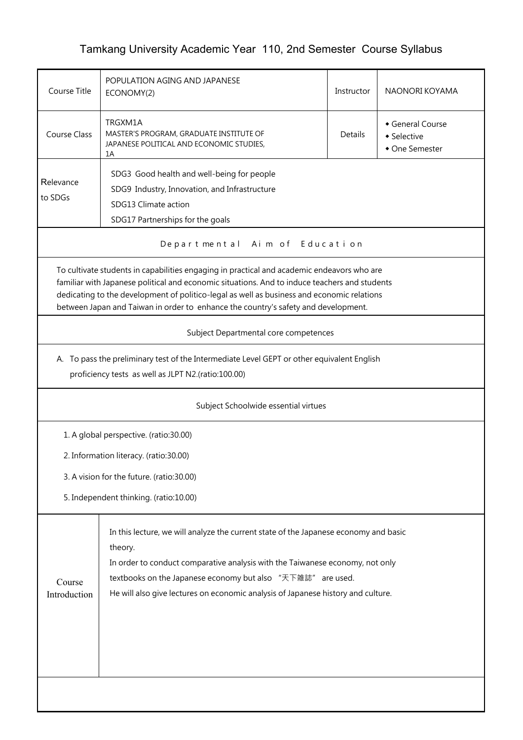# Tamkang University Academic Year 110, 2nd Semester Course Syllabus

| Course Title | POPULATION AGING AND JAPANESE ECONOMY(2) | Instructor | NAONORI KOYAMA |
|---|---|---|---|
| Course Class | TRGXM1A<br>MASTER'S PROGRAM, GRADUATE INSTITUTE OF JAPANESE POLITICAL AND ECONOMIC STUDIES, 1A | Details | ◆ General Course<br>◆ Selective<br>◆ One Semester |
| Relevance to SDGs | SDG3 Good health and well-being for people<br>SDG9 Industry, Innovation, and Infrastructure<br>SDG13 Climate action<br>SDG17 Partnerships for the goals | | |

## Departmental Aim of Education

To cultivate students in capabilities engaging in practical and academic endeavors who are familiar with Japanese political and economic situations. And to induce teachers and students dedicating to the development of politico-legal as well as business and economic relations between Japan and Taiwan in order to enhance the country's safety and development.

## Subject Departmental core competences

A. To pass the preliminary test of the Intermediate Level GEPT or other equivalent English proficiency tests as well as JLPT N2.(ratio:100.00)

## Subject Schoolwide essential virtues

1. A global perspective. (ratio:30.00)
2. Information literacy. (ratio:30.00)
3. A vision for the future. (ratio:30.00)
5. Independent thinking. (ratio:10.00)

## Course Introduction

In this lecture, we will analyze the current state of the Japanese economy and basic theory.

In order to conduct comparative analysis with the Taiwanese economy, not only textbooks on the Japanese economy but also "天下雜誌" are used.

He will also give lectures on economic analysis of Japanese history and culture.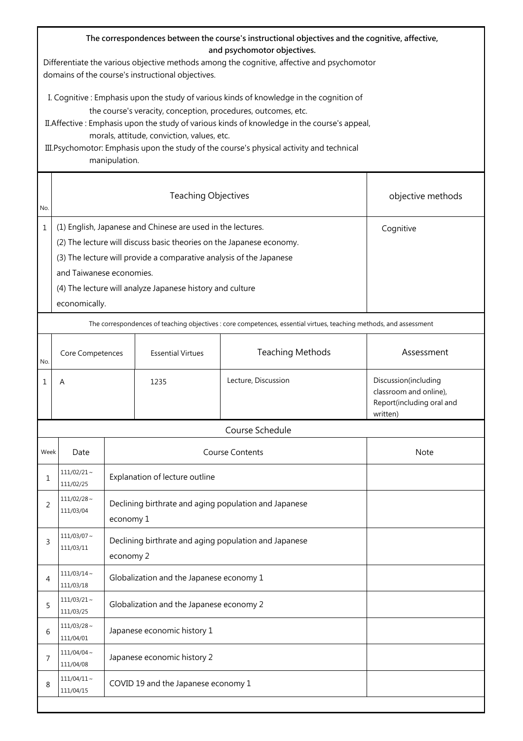**The correspondences between the course's instructional objectives and the cognitive, affective, and psychomotor objectives.**

Differentiate the various objective methods among the cognitive, affective and psychomotor domains of the course's instructional objectives.

I. Cognitive : Emphasis upon the study of various kinds of knowledge in the cognition of the course's veracity, conception, procedures, outcomes, etc.

II.Affective : Emphasis upon the study of various kinds of knowledge in the course's appeal, morals, attitude, conviction, values, etc.

III.Psychomotor: Emphasis upon the study of the course's physical activity and technical manipulation.

| No. | Teaching Objectives | objective methods |
|---|---|---|
| 1 | (1) English, Japanese and Chinese are used in the lectures.<br>(2) The lecture will discuss basic theories on the Japanese economy.<br>(3) The lecture will provide a comparative analysis of the Japanese and Taiwanese economies.<br>(4) The lecture will analyze Japanese history and culture economically. | Cognitive |

The correspondences of teaching objectives : core competences, essential virtues, teaching methods, and assessment

| No. | Core Competences | Essential Virtues | Teaching Methods | Assessment |
|---|---|---|---|---|
| 1 | A | 1235 | Lecture, Discussion | Discussion(including classroom and online), Report(including oral and written) |

Course Schedule

| Week | Date | Course Contents | Note |
|---|---|---|---|
| 1 | 111/02/21～111/02/25 | Explanation of lecture outline | |
| 2 | 111/02/28～111/03/04 | Declining birthrate and aging population and Japanese economy 1 | |
| 3 | 111/03/07～111/03/11 | Declining birthrate and aging population and Japanese economy 2 | |
| 4 | 111/03/14～111/03/18 | Globalization and the Japanese economy 1 | |
| 5 | 111/03/21～111/03/25 | Globalization and the Japanese economy 2 | |
| 6 | 111/03/28～111/04/01 | Japanese economic history 1 | |
| 7 | 111/04/04～111/04/08 | Japanese economic history 2 | |
| 8 | 111/04/11～111/04/15 | COVID 19 and the Japanese economy 1 | |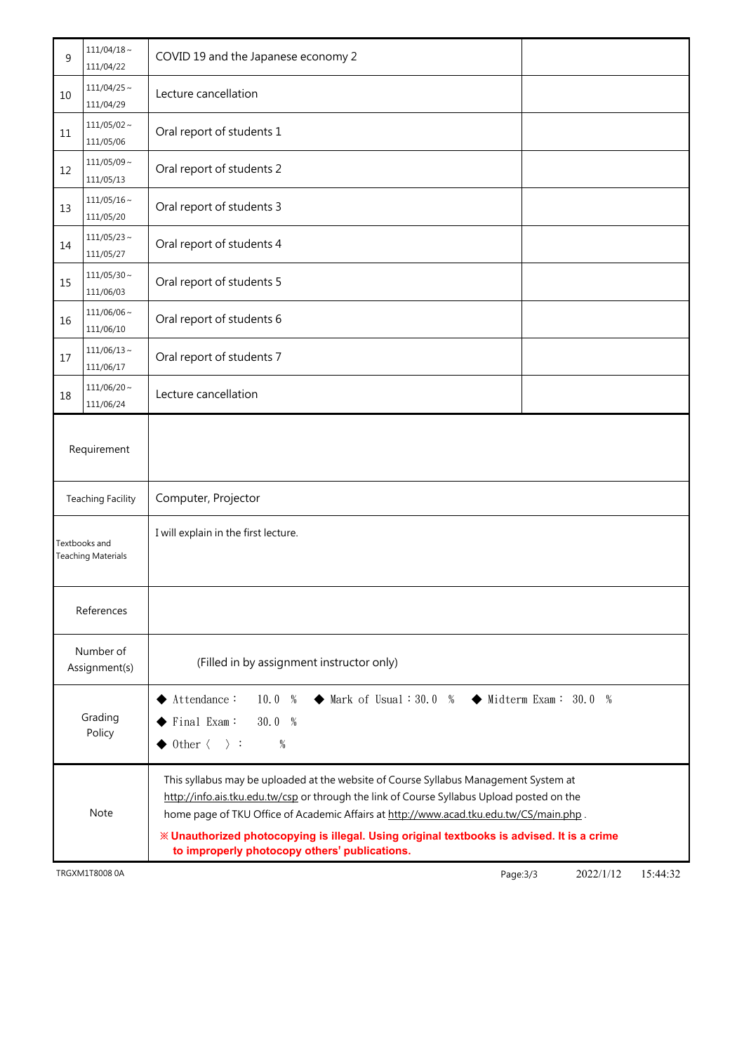| | | | |
|---|---|---|---|
| 9 | 111/04/18～111/04/22 | COVID 19 and the Japanese economy 2 | |
| 10 | 111/04/25～111/04/29 | Lecture cancellation | |
| 11 | 111/05/02～111/05/06 | Oral report of students 1 | |
| 12 | 111/05/09～111/05/13 | Oral report of students 2 | |
| 13 | 111/05/16～111/05/20 | Oral report of students 3 | |
| 14 | 111/05/23～111/05/27 | Oral report of students 4 | |
| 15 | 111/05/30～111/06/03 | Oral report of students 5 | |
| 16 | 111/06/06～111/06/10 | Oral report of students 6 | |
| 17 | 111/06/13～111/06/17 | Oral report of students 7 | |
| 18 | 111/06/20～111/06/24 | Lecture cancellation | |

| | |
|---|---|
| Requirement | |
| Teaching Facility | Computer, Projector |
| Textbooks and Teaching Materials | I will explain in the first lecture. |
| References | |
| Number of Assignment(s) | (Filled in by assignment instructor only) |
| Grading Policy | ◆ Attendance： 10.0 ％ ◆ Mark of Usual：30.0 ％ ◆ Midterm Exam： 30.0 ％<br>◆ Final Exam： 30.0 ％<br>◆ Other〈 〉： ％ |
| Note | This syllabus may be uploaded at the website of Course Syllabus Management System at http://info.ais.tku.edu.tw/csp or through the link of Course Syllabus Upload posted on the home page of TKU Office of Academic Affairs at http://www.acad.tku.edu.tw/CS/main.php .<br>**※ Unauthorized photocopying is illegal. Using original textbooks is advised. It is a crime to improperly photocopy others' publications.** |

TRGXM1T8008 0A 2022/1/12 15:44:32